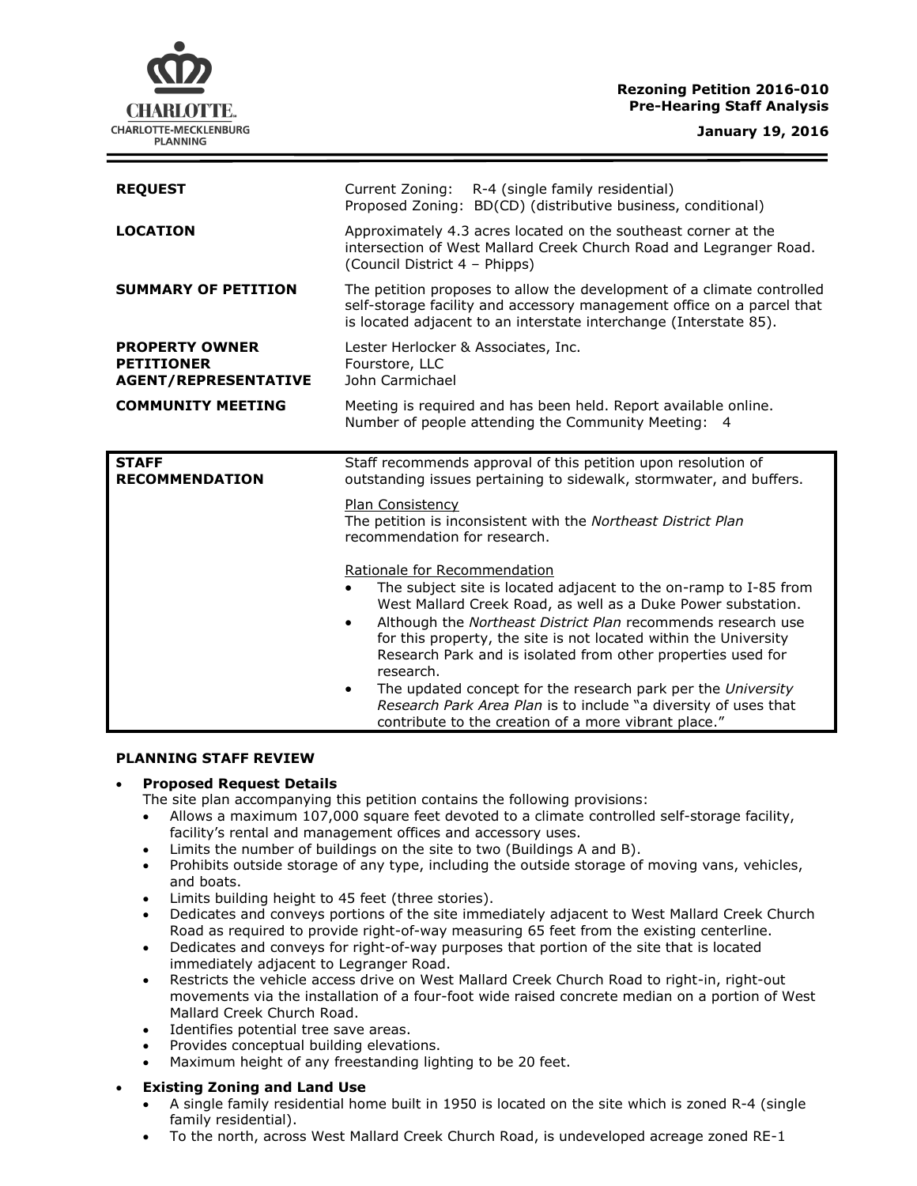**Rezoning Petition 2016-010**
**Pre-Hearing Staff Analysis**

**January 19, 2016**

| | |
|---|---|
| **REQUEST** | Current Zoning: R-4 (single family residential)<br>Proposed Zoning: BD(CD) (distributive business, conditional) |
| **LOCATION** | Approximately 4.3 acres located on the southeast corner at the intersection of West Mallard Creek Church Road and Legranger Road. (Council District 4 – Phipps) |
| **SUMMARY OF PETITION** | The petition proposes to allow the development of a climate controlled self-storage facility and accessory management office on a parcel that is located adjacent to an interstate interchange (Interstate 85). |
| **PROPERTY OWNER**<br>**PETITIONER**<br>**AGENT/REPRESENTATIVE** | Lester Herlocker & Associates, Inc.<br>Fourstore, LLC<br>John Carmichael |
| **COMMUNITY MEETING** | Meeting is required and has been held. Report available online.<br>Number of people attending the Community Meeting: 4 |

| | |
|---|---|
| **STAFF RECOMMENDATION** | Staff recommends approval of this petition upon resolution of outstanding issues pertaining to sidewalk, stormwater, and buffers.<br><br>Plan Consistency<br>The petition is inconsistent with the *Northeast District Plan* recommendation for research.<br><br>Rationale for Recommendation<br>• The subject site is located adjacent to the on-ramp to I-85 from West Mallard Creek Road, as well as a Duke Power substation.<br>• Although the *Northeast District Plan* recommends research use for this property, the site is not located within the University Research Park and is isolated from other properties used for research.<br>• The updated concept for the research park per the *University Research Park Area Plan* is to include "a diversity of uses that contribute to the creation of a more vibrant place." |

**PLANNING STAFF REVIEW**

- **Proposed Request Details**
  The site plan accompanying this petition contains the following provisions:
  - Allows a maximum 107,000 square feet devoted to a climate controlled self-storage facility, facility's rental and management offices and accessory uses.
  - Limits the number of buildings on the site to two (Buildings A and B).
  - Prohibits outside storage of any type, including the outside storage of moving vans, vehicles, and boats.
  - Limits building height to 45 feet (three stories).
  - Dedicates and conveys portions of the site immediately adjacent to West Mallard Creek Church Road as required to provide right-of-way measuring 65 feet from the existing centerline.
  - Dedicates and conveys for right-of-way purposes that portion of the site that is located immediately adjacent to Legranger Road.
  - Restricts the vehicle access drive on West Mallard Creek Church Road to right-in, right-out movements via the installation of a four-foot wide raised concrete median on a portion of West Mallard Creek Church Road.
  - Identifies potential tree save areas.
  - Provides conceptual building elevations.
  - Maximum height of any freestanding lighting to be 20 feet.

- **Existing Zoning and Land Use**
  - A single family residential home built in 1950 is located on the site which is zoned R-4 (single family residential).
  - To the north, across West Mallard Creek Church Road, is undeveloped acreage zoned RE-1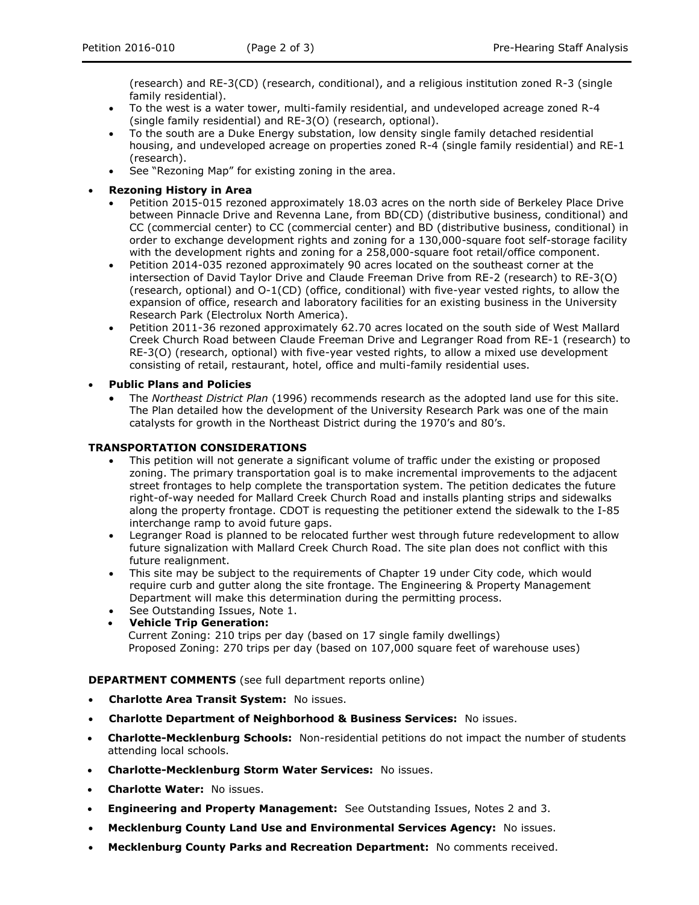(research) and RE-3(CD) (research, conditional), and a religious institution zoned R-3 (single family residential).
- To the west is a water tower, multi-family residential, and undeveloped acreage zoned R-4 (single family residential) and RE-3(O) (research, optional).
- To the south are a Duke Energy substation, low density single family detached residential housing, and undeveloped acreage on properties zoned R-4 (single family residential) and RE-1 (research).
- See "Rezoning Map" for existing zoning in the area.

- **Rezoning History in Area**
  - Petition 2015-015 rezoned approximately 18.03 acres on the north side of Berkeley Place Drive between Pinnacle Drive and Revenna Lane, from BD(CD) (distributive business, conditional) and CC (commercial center) to CC (commercial center) and BD (distributive business, conditional) in order to exchange development rights and zoning for a 130,000-square foot self-storage facility with the development rights and zoning for a 258,000-square foot retail/office component.
  - Petition 2014-035 rezoned approximately 90 acres located on the southeast corner at the intersection of David Taylor Drive and Claude Freeman Drive from RE-2 (research) to RE-3(O) (research, optional) and O-1(CD) (office, conditional) with five-year vested rights, to allow the expansion of office, research and laboratory facilities for an existing business in the University Research Park (Electrolux North America).
  - Petition 2011-36 rezoned approximately 62.70 acres located on the south side of West Mallard Creek Church Road between Claude Freeman Drive and Legranger Road from RE-1 (research) to RE-3(O) (research, optional) with five-year vested rights, to allow a mixed use development consisting of retail, restaurant, hotel, office and multi-family residential uses.

- **Public Plans and Policies**
  - The *Northeast District Plan* (1996) recommends research as the adopted land use for this site. The Plan detailed how the development of the University Research Park was one of the main catalysts for growth in the Northeast District during the 1970's and 80's.

**TRANSPORTATION CONSIDERATIONS**

- This petition will not generate a significant volume of traffic under the existing or proposed zoning. The primary transportation goal is to make incremental improvements to the adjacent street frontages to help complete the transportation system. The petition dedicates the future right-of-way needed for Mallard Creek Church Road and installs planting strips and sidewalks along the property frontage. CDOT is requesting the petitioner extend the sidewalk to the I-85 interchange ramp to avoid future gaps.
- Legranger Road is planned to be relocated further west through future redevelopment to allow future signalization with Mallard Creek Church Road. The site plan does not conflict with this future realignment.
- This site may be subject to the requirements of Chapter 19 under City code, which would require curb and gutter along the site frontage. The Engineering & Property Management Department will make this determination during the permitting process.
- See Outstanding Issues, Note 1.
- **Vehicle Trip Generation:**
  Current Zoning: 210 trips per day (based on 17 single family dwellings)
  Proposed Zoning: 270 trips per day (based on 107,000 square feet of warehouse uses)

**DEPARTMENT COMMENTS** (see full department reports online)

- **Charlotte Area Transit System:** No issues.
- **Charlotte Department of Neighborhood & Business Services:** No issues.
- **Charlotte-Mecklenburg Schools:** Non-residential petitions do not impact the number of students attending local schools.
- **Charlotte-Mecklenburg Storm Water Services:** No issues.
- **Charlotte Water:** No issues.
- **Engineering and Property Management:** See Outstanding Issues, Notes 2 and 3.
- **Mecklenburg County Land Use and Environmental Services Agency:** No issues.
- **Mecklenburg County Parks and Recreation Department:** No comments received.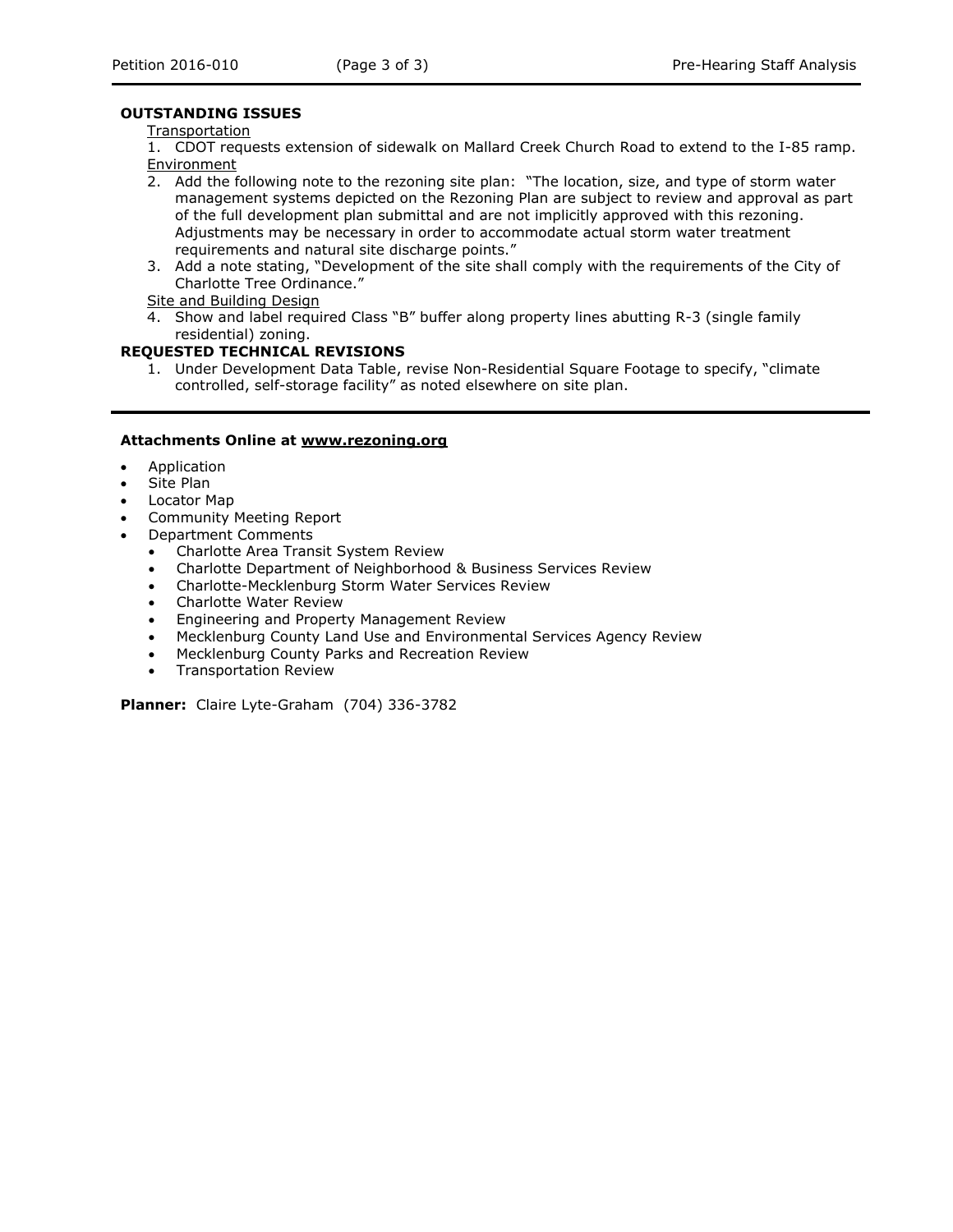**OUTSTANDING ISSUES**

Transportation

1. CDOT requests extension of sidewalk on Mallard Creek Church Road to extend to the I-85 ramp.

Environment

2. Add the following note to the rezoning site plan: "The location, size, and type of storm water management systems depicted on the Rezoning Plan are subject to review and approval as part of the full development plan submittal and are not implicitly approved with this rezoning. Adjustments may be necessary in order to accommodate actual storm water treatment requirements and natural site discharge points."
3. Add a note stating, "Development of the site shall comply with the requirements of the City of Charlotte Tree Ordinance."

Site and Building Design

4. Show and label required Class "B" buffer along property lines abutting R-3 (single family residential) zoning.

**REQUESTED TECHNICAL REVISIONS**

1. Under Development Data Table, revise Non-Residential Square Footage to specify, "climate controlled, self-storage facility" as noted elsewhere on site plan.

---

**Attachments Online at www.rezoning.org**

- Application
- Site Plan
- Locator Map
- Community Meeting Report
- Department Comments
    - Charlotte Area Transit System Review
    - Charlotte Department of Neighborhood & Business Services Review
    - Charlotte-Mecklenburg Storm Water Services Review
    - Charlotte Water Review
    - Engineering and Property Management Review
    - Mecklenburg County Land Use and Environmental Services Agency Review
    - Mecklenburg County Parks and Recreation Review
    - Transportation Review

**Planner:** Claire Lyte-Graham (704) 336-3782